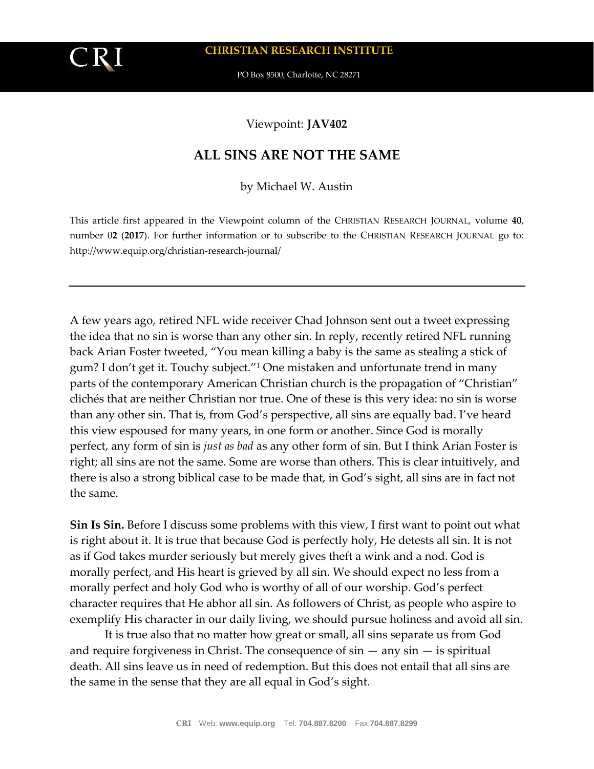**CHRISTIAN RESEARCH INSTITUTE**

PO Box 8500, Charlotte, NC 28271

Viewpoint: **JAV402**

# ALL SINS ARE NOT THE SAME

by Michael W. Austin

This article first appeared in the Viewpoint column of the CHRISTIAN RESEARCH JOURNAL, volume **40**, number 0**2** (**2017**). For further information or to subscribe to the CHRISTIAN RESEARCH JOURNAL go to: http://www.equip.org/christian-research-journal/

---

A few years ago, retired NFL wide receiver Chad Johnson sent out a tweet expressing the idea that no sin is worse than any other sin. In reply, recently retired NFL running back Arian Foster tweeted, "You mean killing a baby is the same as stealing a stick of gum? I don't get it. Touchy subject."[1] One mistaken and unfortunate trend in many parts of the contemporary American Christian church is the propagation of "Christian" clichés that are neither Christian nor true. One of these is this very idea: no sin is worse than any other sin. That is, from God's perspective, all sins are equally bad. I've heard this view espoused for many years, in one form or another. Since God is morally perfect, any form of sin is *just as bad* as any other form of sin. But I think Arian Foster is right; all sins are not the same. Some are worse than others. This is clear intuitively, and there is also a strong biblical case to be made that, in God's sight, all sins are in fact not the same.

**Sin Is Sin.** Before I discuss some problems with this view, I first want to point out what is right about it. It is true that because God is perfectly holy, He detests all sin. It is not as if God takes murder seriously but merely gives theft a wink and a nod. God is morally perfect, and His heart is grieved by all sin. We should expect no less from a morally perfect and holy God who is worthy of all of our worship. God's perfect character requires that He abhor all sin. As followers of Christ, as people who aspire to exemplify His character in our daily living, we should pursue holiness and avoid all sin.

It is true also that no matter how great or small, all sins separate us from God and require forgiveness in Christ. The consequence of sin — any sin — is spiritual death. All sins leave us in need of redemption. But this does not entail that all sins are the same in the sense that they are all equal in God's sight.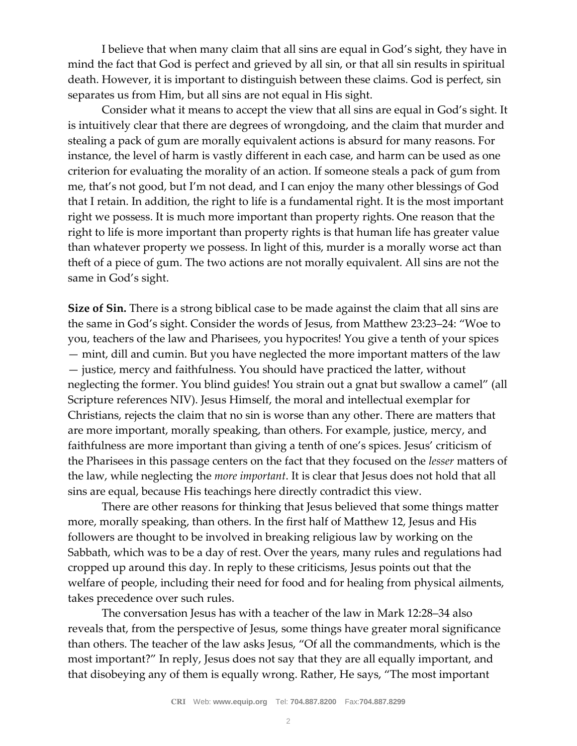I believe that when many claim that all sins are equal in God's sight, they have in mind the fact that God is perfect and grieved by all sin, or that all sin results in spiritual death. However, it is important to distinguish between these claims. God is perfect, sin separates us from Him, but all sins are not equal in His sight.

Consider what it means to accept the view that all sins are equal in God's sight. It is intuitively clear that there are degrees of wrongdoing, and the claim that murder and stealing a pack of gum are morally equivalent actions is absurd for many reasons. For instance, the level of harm is vastly different in each case, and harm can be used as one criterion for evaluating the morality of an action. If someone steals a pack of gum from me, that's not good, but I'm not dead, and I can enjoy the many other blessings of God that I retain. In addition, the right to life is a fundamental right. It is the most important right we possess. It is much more important than property rights. One reason that the right to life is more important than property rights is that human life has greater value than whatever property we possess. In light of this, murder is a morally worse act than theft of a piece of gum. The two actions are not morally equivalent. All sins are not the same in God's sight.

**Size of Sin.** There is a strong biblical case to be made against the claim that all sins are the same in God's sight. Consider the words of Jesus, from Matthew 23:23–24: "Woe to you, teachers of the law and Pharisees, you hypocrites! You give a tenth of your spices — mint, dill and cumin. But you have neglected the more important matters of the law — justice, mercy and faithfulness. You should have practiced the latter, without neglecting the former. You blind guides! You strain out a gnat but swallow a camel" (all Scripture references NIV). Jesus Himself, the moral and intellectual exemplar for Christians, rejects the claim that no sin is worse than any other. There are matters that are more important, morally speaking, than others. For example, justice, mercy, and faithfulness are more important than giving a tenth of one's spices. Jesus' criticism of the Pharisees in this passage centers on the fact that they focused on the *lesser* matters of the law, while neglecting the *more important*. It is clear that Jesus does not hold that all sins are equal, because His teachings here directly contradict this view.

There are other reasons for thinking that Jesus believed that some things matter more, morally speaking, than others. In the first half of Matthew 12, Jesus and His followers are thought to be involved in breaking religious law by working on the Sabbath, which was to be a day of rest. Over the years, many rules and regulations had cropped up around this day. In reply to these criticisms, Jesus points out that the welfare of people, including their need for food and for healing from physical ailments, takes precedence over such rules.

The conversation Jesus has with a teacher of the law in Mark 12:28–34 also reveals that, from the perspective of Jesus, some things have greater moral significance than others. The teacher of the law asks Jesus, "Of all the commandments, which is the most important?" In reply, Jesus does not say that they are all equally important, and that disobeying any of them is equally wrong. Rather, He says, "The most important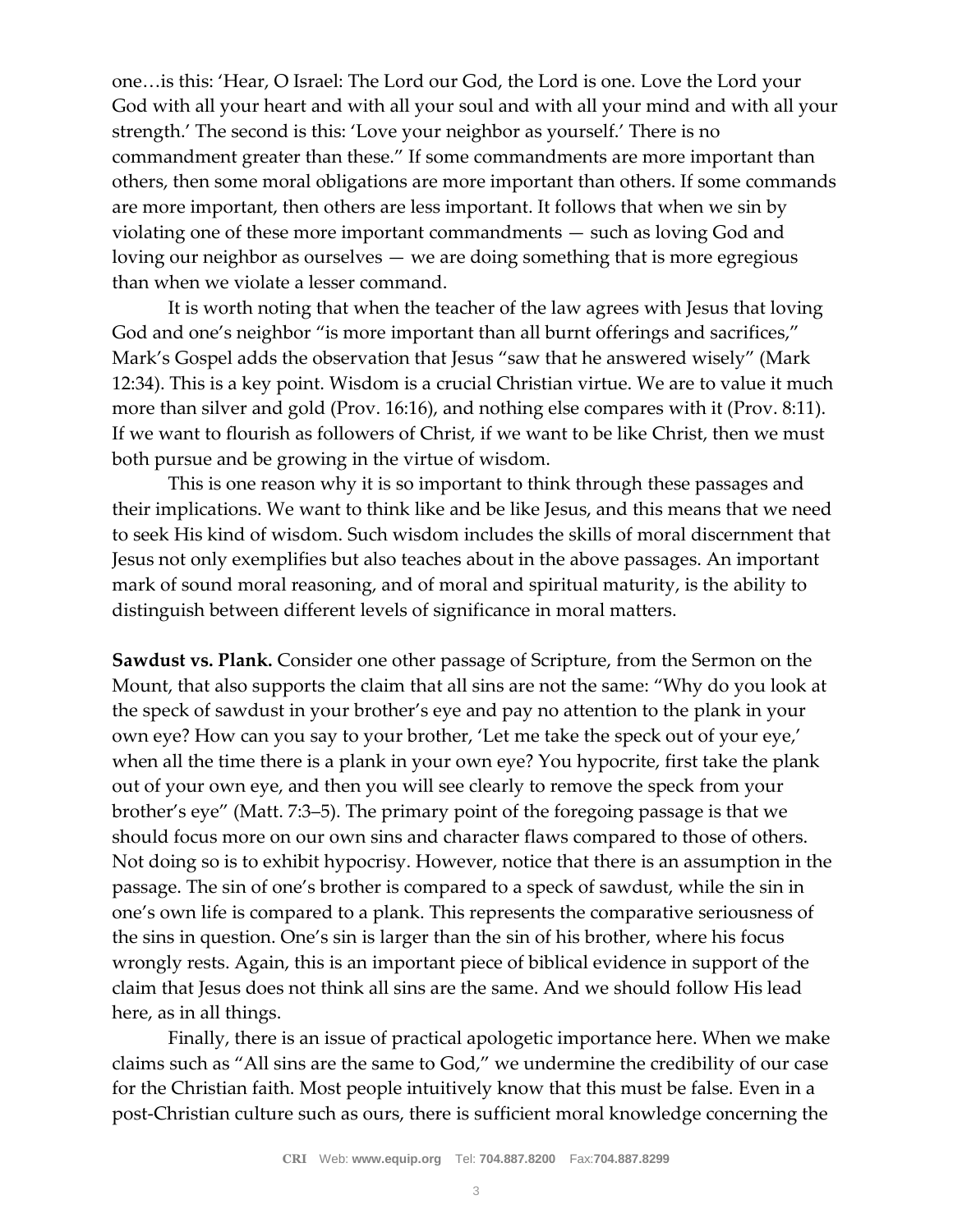one…is this: 'Hear, O Israel: The Lord our God, the Lord is one. Love the Lord your God with all your heart and with all your soul and with all your mind and with all your strength.' The second is this: 'Love your neighbor as yourself.' There is no commandment greater than these." If some commandments are more important than others, then some moral obligations are more important than others. If some commands are more important, then others are less important. It follows that when we sin by violating one of these more important commandments — such as loving God and loving our neighbor as ourselves — we are doing something that is more egregious than when we violate a lesser command.

It is worth noting that when the teacher of the law agrees with Jesus that loving God and one's neighbor "is more important than all burnt offerings and sacrifices," Mark's Gospel adds the observation that Jesus "saw that he answered wisely" (Mark 12:34). This is a key point. Wisdom is a crucial Christian virtue. We are to value it much more than silver and gold (Prov. 16:16), and nothing else compares with it (Prov. 8:11). If we want to flourish as followers of Christ, if we want to be like Christ, then we must both pursue and be growing in the virtue of wisdom.

This is one reason why it is so important to think through these passages and their implications. We want to think like and be like Jesus, and this means that we need to seek His kind of wisdom. Such wisdom includes the skills of moral discernment that Jesus not only exemplifies but also teaches about in the above passages. An important mark of sound moral reasoning, and of moral and spiritual maturity, is the ability to distinguish between different levels of significance in moral matters.

**Sawdust vs. Plank.** Consider one other passage of Scripture, from the Sermon on the Mount, that also supports the claim that all sins are not the same: "Why do you look at the speck of sawdust in your brother's eye and pay no attention to the plank in your own eye? How can you say to your brother, 'Let me take the speck out of your eye,' when all the time there is a plank in your own eye? You hypocrite, first take the plank out of your own eye, and then you will see clearly to remove the speck from your brother's eye" (Matt. 7:3–5). The primary point of the foregoing passage is that we should focus more on our own sins and character flaws compared to those of others. Not doing so is to exhibit hypocrisy. However, notice that there is an assumption in the passage. The sin of one's brother is compared to a speck of sawdust, while the sin in one's own life is compared to a plank. This represents the comparative seriousness of the sins in question. One's sin is larger than the sin of his brother, where his focus wrongly rests. Again, this is an important piece of biblical evidence in support of the claim that Jesus does not think all sins are the same. And we should follow His lead here, as in all things.

Finally, there is an issue of practical apologetic importance here. When we make claims such as "All sins are the same to God," we undermine the credibility of our case for the Christian faith. Most people intuitively know that this must be false. Even in a post-Christian culture such as ours, there is sufficient moral knowledge concerning the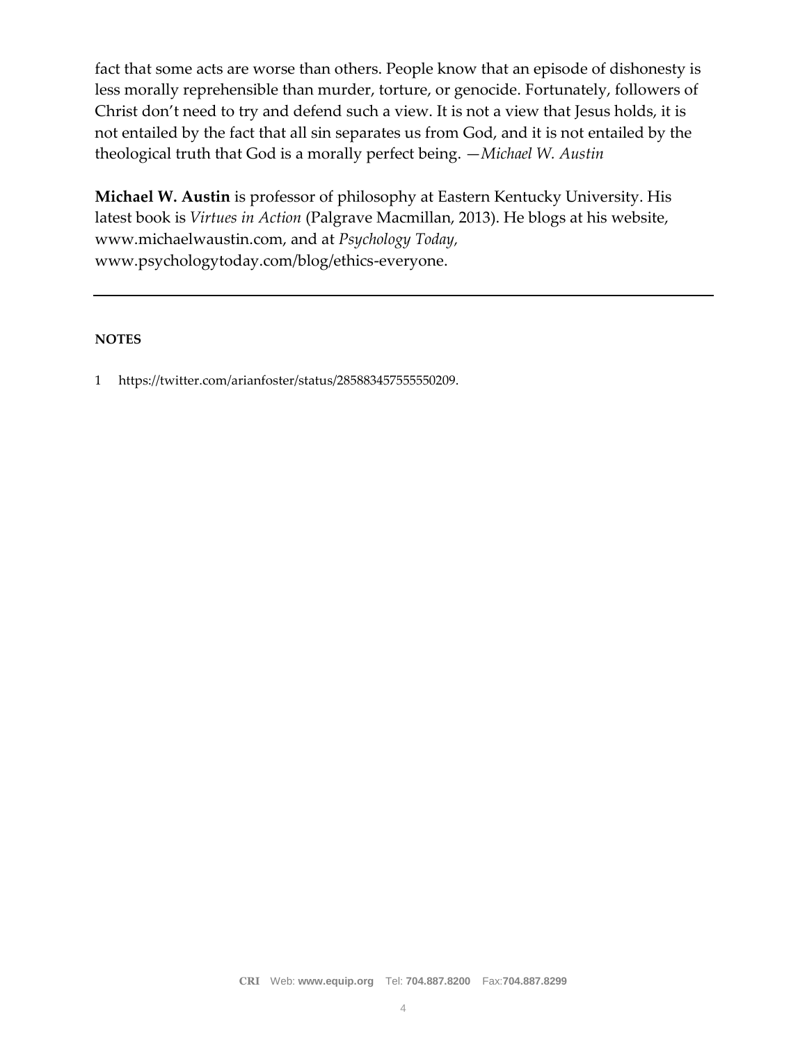fact that some acts are worse than others. People know that an episode of dishonesty is less morally reprehensible than murder, torture, or genocide. Fortunately, followers of Christ don't need to try and defend such a view. It is not a view that Jesus holds, it is not entailed by the fact that all sin separates us from God, and it is not entailed by the theological truth that God is a morally perfect being. —*Michael W. Austin*

**Michael W. Austin** is professor of philosophy at Eastern Kentucky University. His latest book is *Virtues in Action* (Palgrave Macmillan, 2013). He blogs at his website, www.michaelwaustin.com, and at *Psychology Today*, www.psychologytoday.com/blog/ethics-everyone.

---

**NOTES**

1 https://twitter.com/arianfoster/status/285883457555550209.